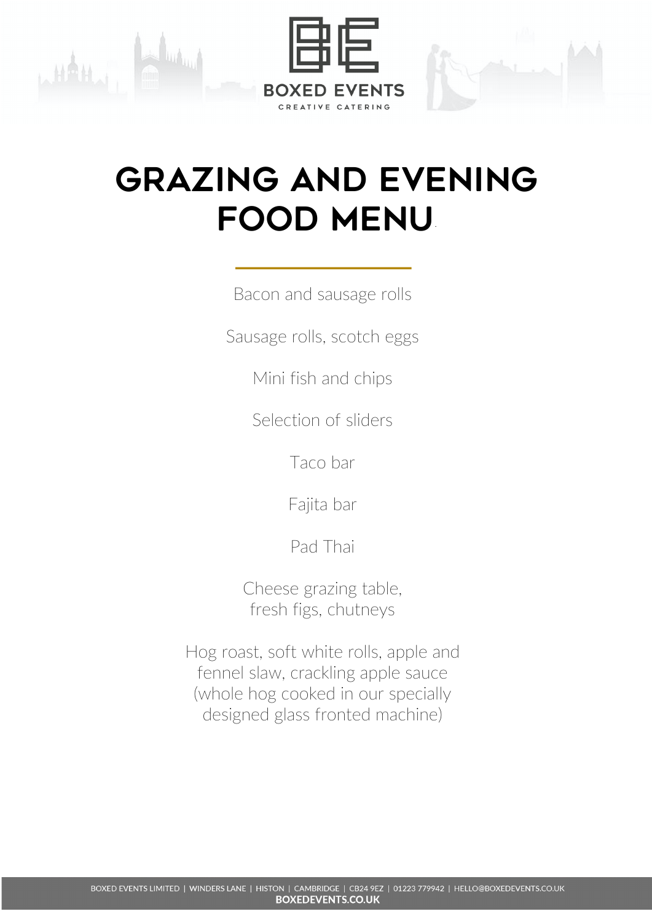BOXED EVENTS

CREATIVE CATERING

# GRAZING AND EVENING FOOD MENU

Bacon and sausage rolls

Sausage rolls, scotch eggs

Mini fish and chips

Selection of sliders

Taco bar

Fajita bar

Pad Thai

Cheese grazing table,
fresh figs, chutneys

Hog roast, soft white rolls, apple and fennel slaw, crackling apple sauce (whole hog cooked in our specially designed glass fronted machine)

BOXED EVENTS LIMITED | WINDERS LANE | HISTON | CAMBRIDGE | CB24 9EZ | 01223 779942 | HELLO@BOXEDEVENTS.CO.UK
**BOXEDEVENTS.CO.UK**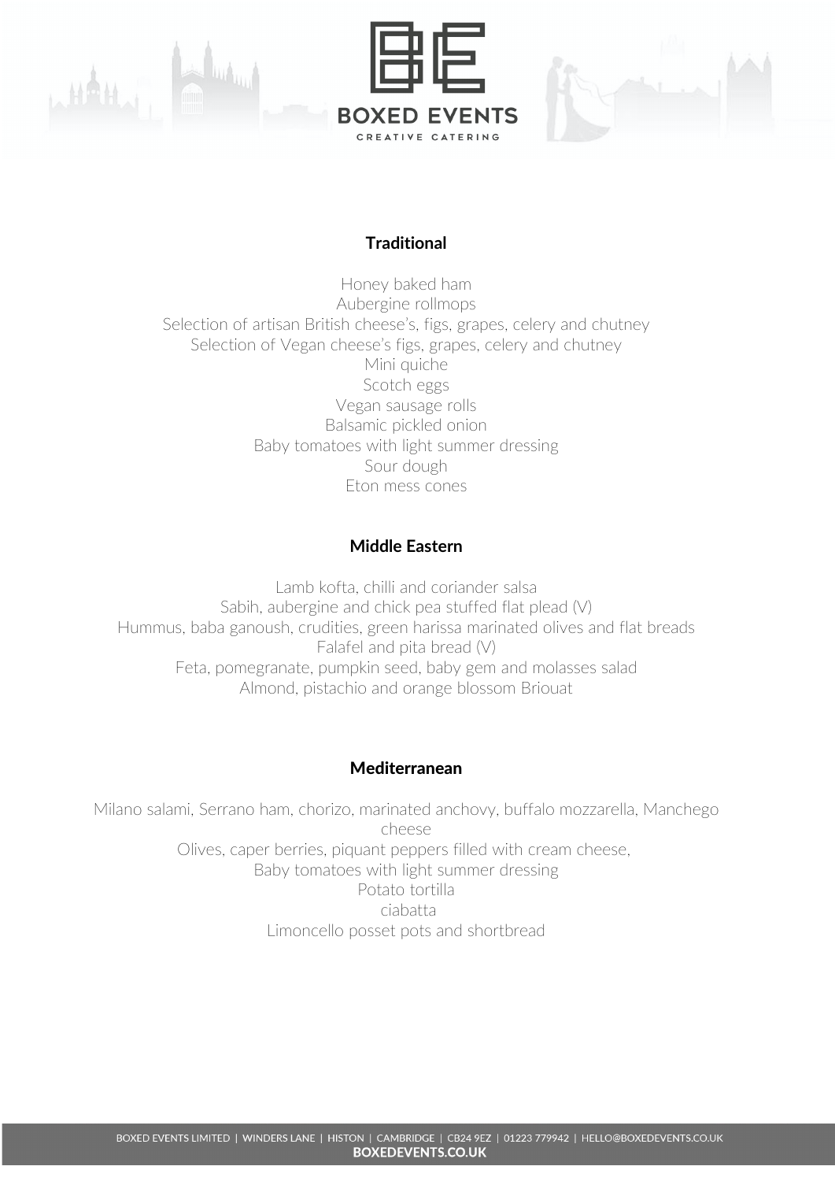## Traditional

Honey baked ham
Aubergine rollmops
Selection of artisan British cheese's, figs, grapes, celery and chutney
Selection of Vegan cheese's figs, grapes, celery and chutney
Mini quiche
Scotch eggs
Vegan sausage rolls
Balsamic pickled onion
Baby tomatoes with light summer dressing
Sour dough
Eton mess cones

## Middle Eastern

Lamb kofta, chilli and coriander salsa
Sabih, aubergine and chick pea stuffed flat plead (V)
Hummus, baba ganoush, crudities, green harissa marinated olives and flat breads
Falafel and pita bread (V)
Feta, pomegranate, pumpkin seed, baby gem and molasses salad
Almond, pistachio and orange blossom Briouat

## Mediterranean

Milano salami, Serrano ham, chorizo, marinated anchovy, buffalo mozzarella, Manchego cheese
Olives, caper berries, piquant peppers filled with cream cheese,
Baby tomatoes with light summer dressing
Potato tortilla
ciabatta
Limoncello posset pots and shortbread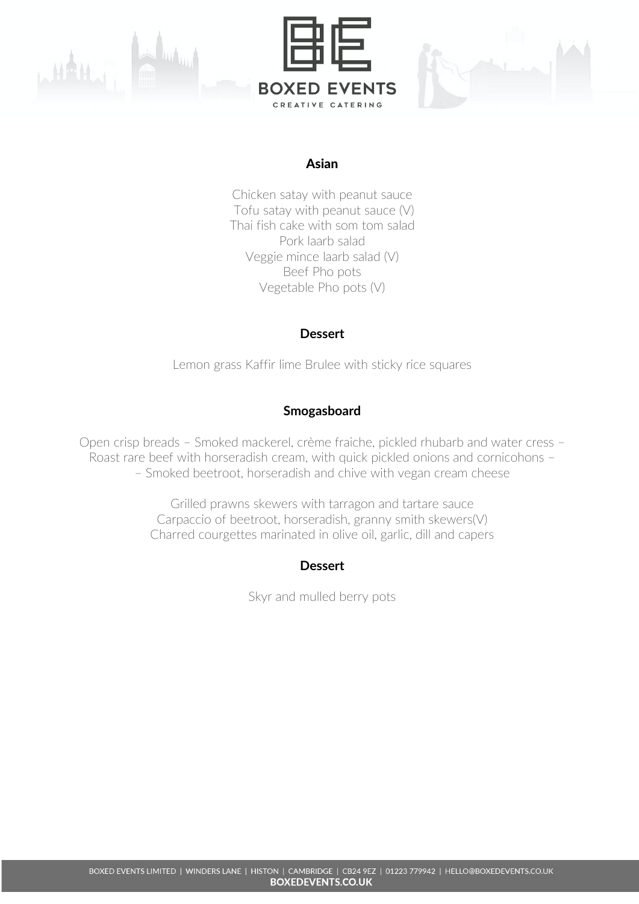## Asian

Chicken satay with peanut sauce
Tofu satay with peanut sauce (V)
Thai fish cake with som tom salad
Pork laarb salad
Veggie mince laarb salad (V)
Beef Pho pots
Vegetable Pho pots (V)

## Dessert

Lemon grass Kaffir lime Brulee with sticky rice squares

## Smogasboard

Open crisp breads – Smoked mackerel, crème fraiche, pickled rhubarb and water cress – Roast rare beef with horseradish cream, with quick pickled onions and cornicohons – – Smoked beetroot, horseradish and chive with vegan cream cheese

Grilled prawns skewers with tarragon and tartare sauce
Carpaccio of beetroot, horseradish, granny smith skewers(V)
Charred courgettes marinated in olive oil, garlic, dill and capers

## Dessert

Skyr and mulled berry pots